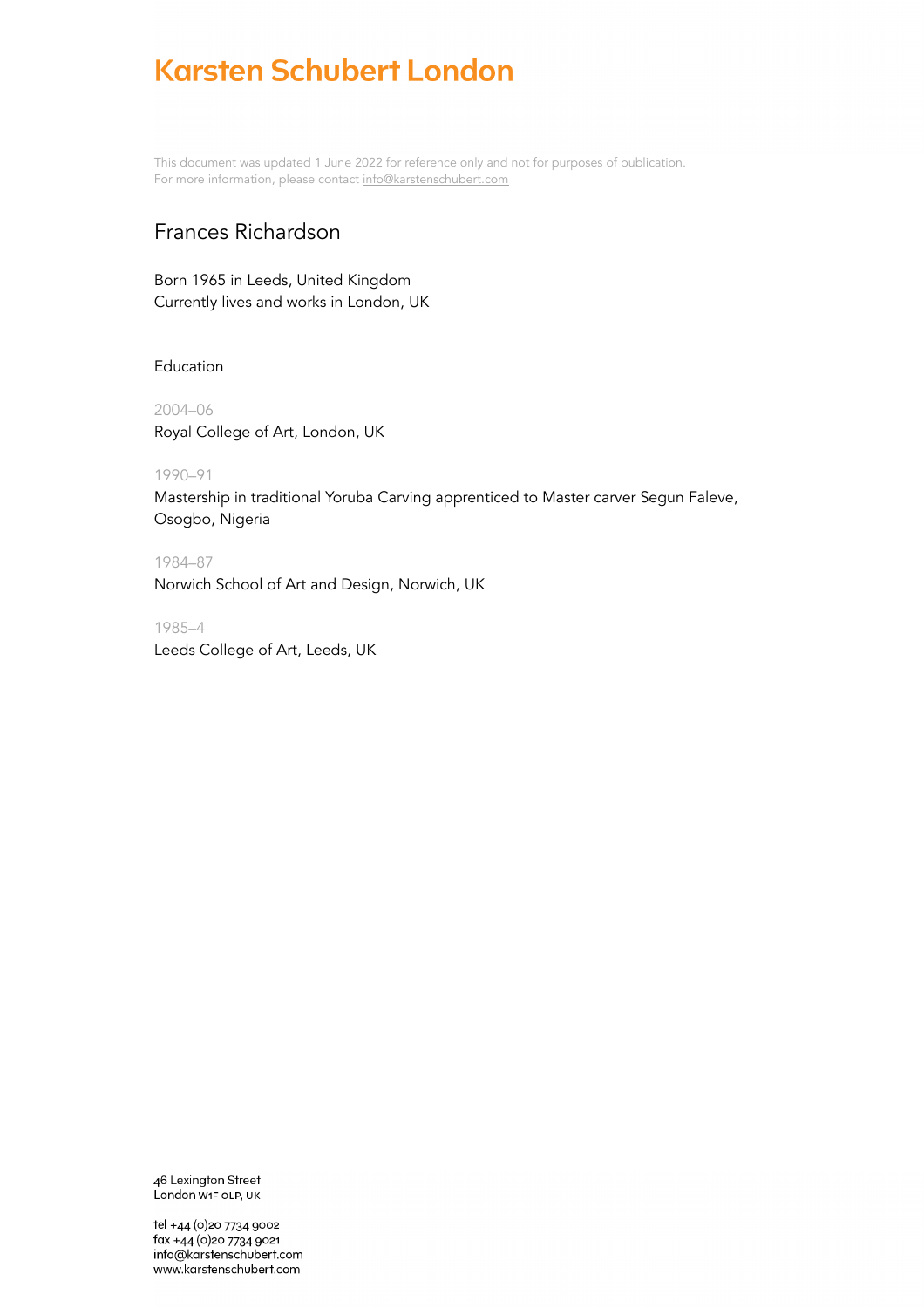# Karsten Schubert London

This document was updated 1 June 2022 for reference only and not for purposes of publication.
For more information, please contact info@karstenschubert.com

## Frances Richardson

Born 1965 in Leeds, United Kingdom
Currently lives and works in London, UK

### Education

2004–06
Royal College of Art, London, UK

1990–91
Mastership in traditional Yoruba Carving apprenticed to Master carver Segun Faleve, Osogbo, Nigeria

1984–87
Norwich School of Art and Design, Norwich, UK

1985–4
Leeds College of Art, Leeds, UK

46 Lexington Street
London W1F 0LP, UK

tel +44 (0)20 7734 9002
fax +44 (0)20 7734 9021
info@karstenschubert.com
www.karstenschubert.com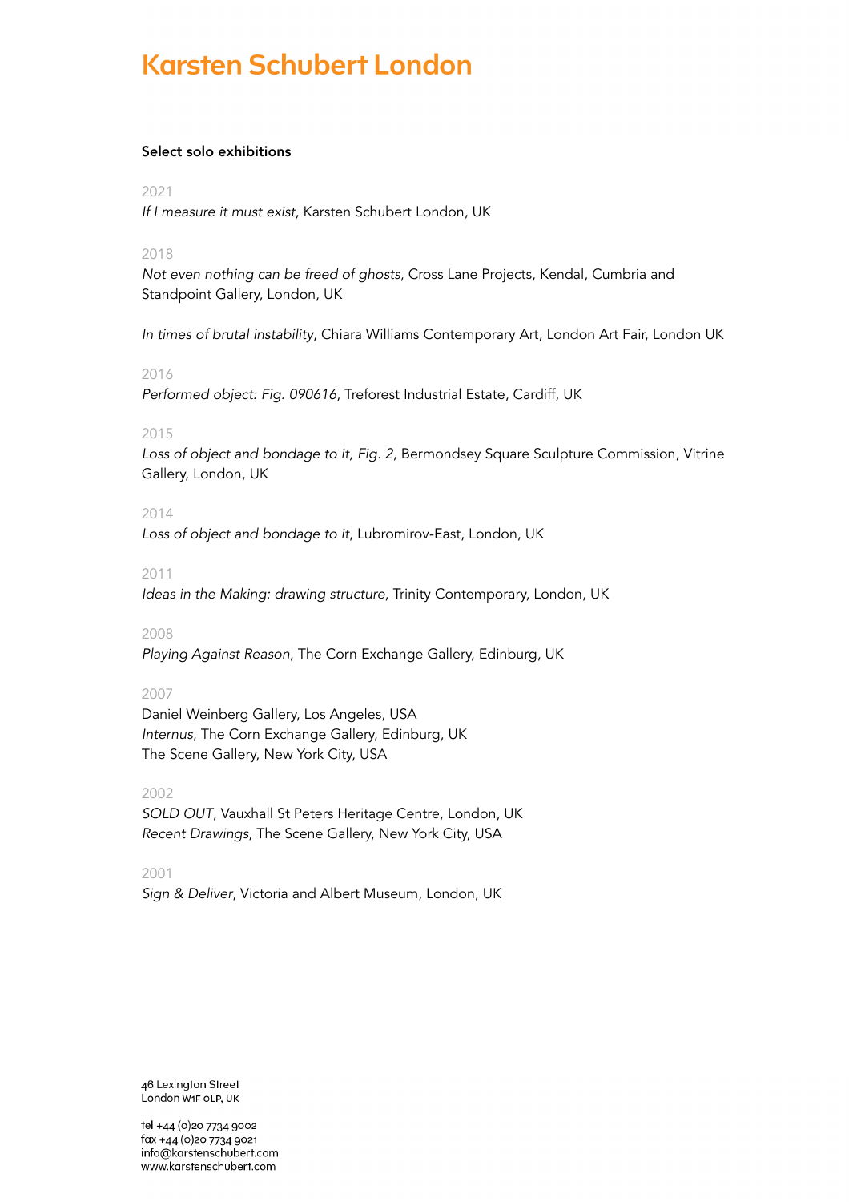# Karsten Schubert London

**Select solo exhibitions**

2021

*If I measure it must exist*, Karsten Schubert London, UK

2018

*Not even nothing can be freed of ghosts*, Cross Lane Projects, Kendal, Cumbria and Standpoint Gallery, London, UK

*In times of brutal instability*, Chiara Williams Contemporary Art, London Art Fair, London UK

2016

*Performed object: Fig. 090616*, Treforest Industrial Estate, Cardiff, UK

2015

*Loss of object and bondage to it, Fig. 2*, Bermondsey Square Sculpture Commission, Vitrine Gallery, London, UK

2014

*Loss of object and bondage to it*, Lubromirov-East, London, UK

2011

*Ideas in the Making: drawing structure*, Trinity Contemporary, London, UK

2008

*Playing Against Reason*, The Corn Exchange Gallery, Edinburg, UK

2007

Daniel Weinberg Gallery, Los Angeles, USA
*Internus*, The Corn Exchange Gallery, Edinburg, UK
The Scene Gallery, New York City, USA

2002

*SOLD OUT*, Vauxhall St Peters Heritage Centre, London, UK
*Recent Drawings*, The Scene Gallery, New York City, USA

2001

*Sign & Deliver*, Victoria and Albert Museum, London, UK

46 Lexington Street
London W1F 0LP, UK

tel +44 (0)20 7734 9002
fax +44 (0)20 7734 9021
info@karstenschubert.com
www.karstenschubert.com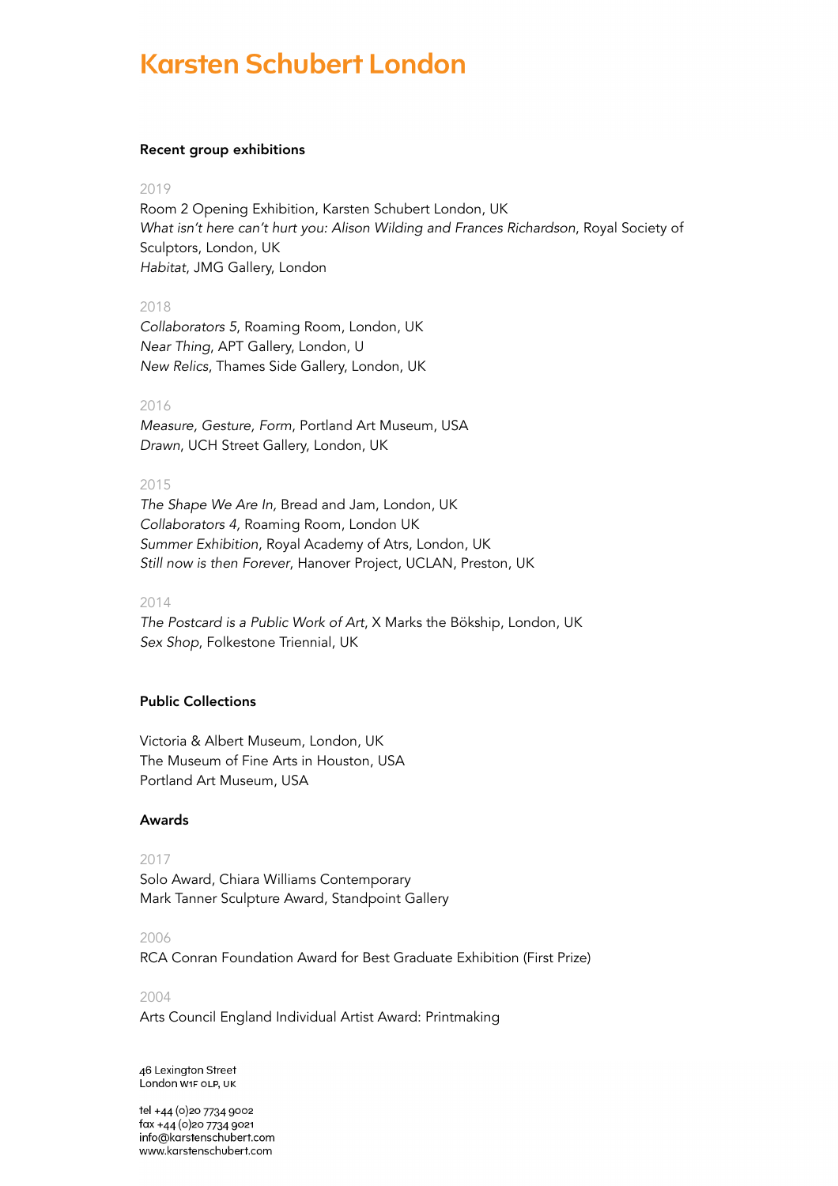# Karsten Schubert London

**Recent group exhibitions**

2019

Room 2 Opening Exhibition, Karsten Schubert London, UK
*What isn't here can't hurt you: Alison Wilding and Frances Richardson*, Royal Society of Sculptors, London, UK
*Habitat*, JMG Gallery, London

2018

*Collaborators 5*, Roaming Room, London, UK
*Near Thing*, APT Gallery, London, U
*New Relics*, Thames Side Gallery, London, UK

2016

*Measure, Gesture, Form*, Portland Art Museum, USA
*Drawn*, UCH Street Gallery, London, UK

2015

*The Shape We Are In*, Bread and Jam, London, UK
*Collaborators 4*, Roaming Room, London UK
*Summer Exhibition*, Royal Academy of Atrs, London, UK
*Still now is then Forever*, Hanover Project, UCLAN, Preston, UK

2014

*The Postcard is a Public Work of Art*, X Marks the Bökship, London, UK
*Sex Shop*, Folkestone Triennial, UK

**Public Collections**

Victoria & Albert Museum, London, UK
The Museum of Fine Arts in Houston, USA
Portland Art Museum, USA

**Awards**

2017

Solo Award, Chiara Williams Contemporary
Mark Tanner Sculpture Award, Standpoint Gallery

2006

RCA Conran Foundation Award for Best Graduate Exhibition (First Prize)

2004

Arts Council England Individual Artist Award: Printmaking

46 Lexington Street
London W1F 0LP, UK

tel +44 (0)20 7734 9002
fax +44 (0)20 7734 9021
info@karstenschubert.com
www.karstenschubert.com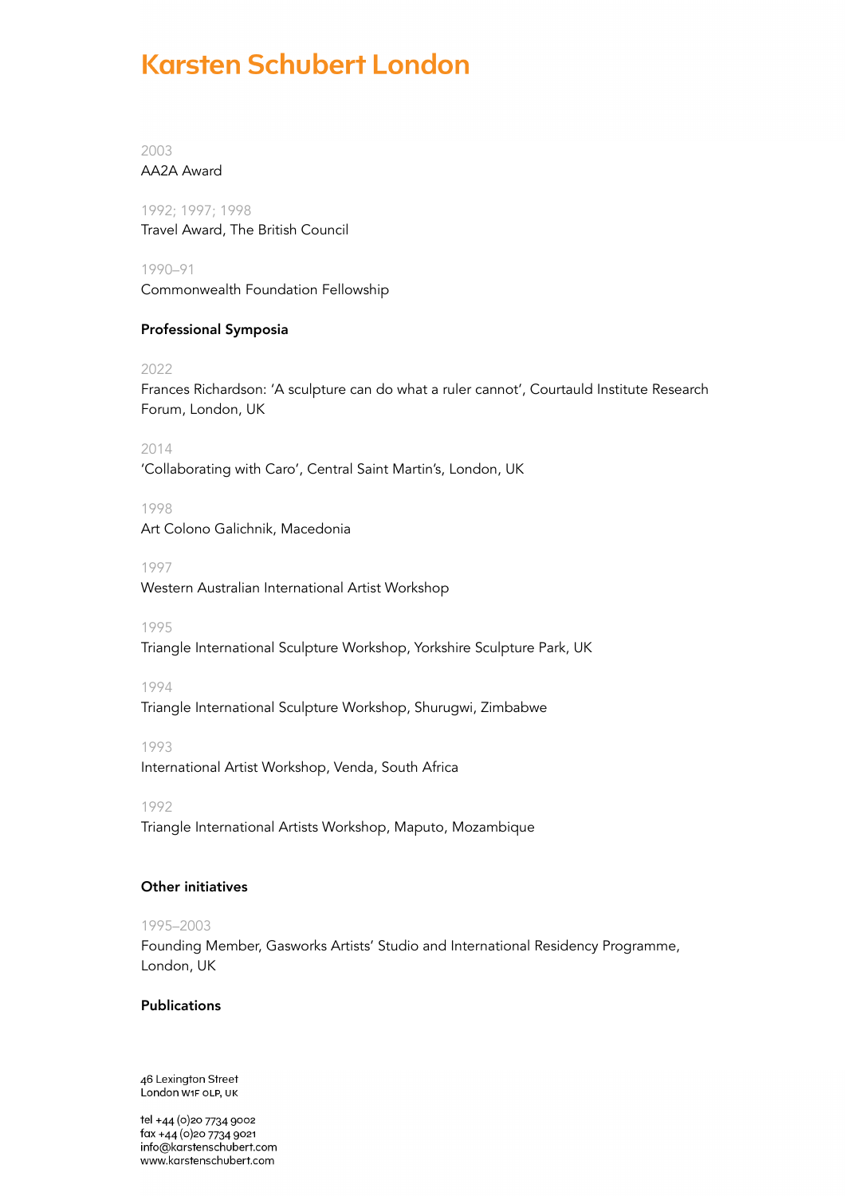# Karsten Schubert London

2003
AA2A Award

1992; 1997; 1998
Travel Award, The British Council

1990–91
Commonwealth Foundation Fellowship

**Professional Symposia**

2022
Frances Richardson: 'A sculpture can do what a ruler cannot', Courtauld Institute Research Forum, London, UK

2014
'Collaborating with Caro', Central Saint Martin's, London, UK

1998
Art Colono Galichnik, Macedonia

1997
Western Australian International Artist Workshop

1995
Triangle International Sculpture Workshop, Yorkshire Sculpture Park, UK

1994
Triangle International Sculpture Workshop, Shurugwi, Zimbabwe

1993
International Artist Workshop, Venda, South Africa

1992
Triangle International Artists Workshop, Maputo, Mozambique

**Other initiatives**

1995–2003
Founding Member, Gasworks Artists' Studio and International Residency Programme, London, UK

**Publications**

46 Lexington Street
London W1F 0LP, UK

tel +44 (0)20 7734 9002
fax +44 (0)20 7734 9021
info@karstenschubert.com
www.karstenschubert.com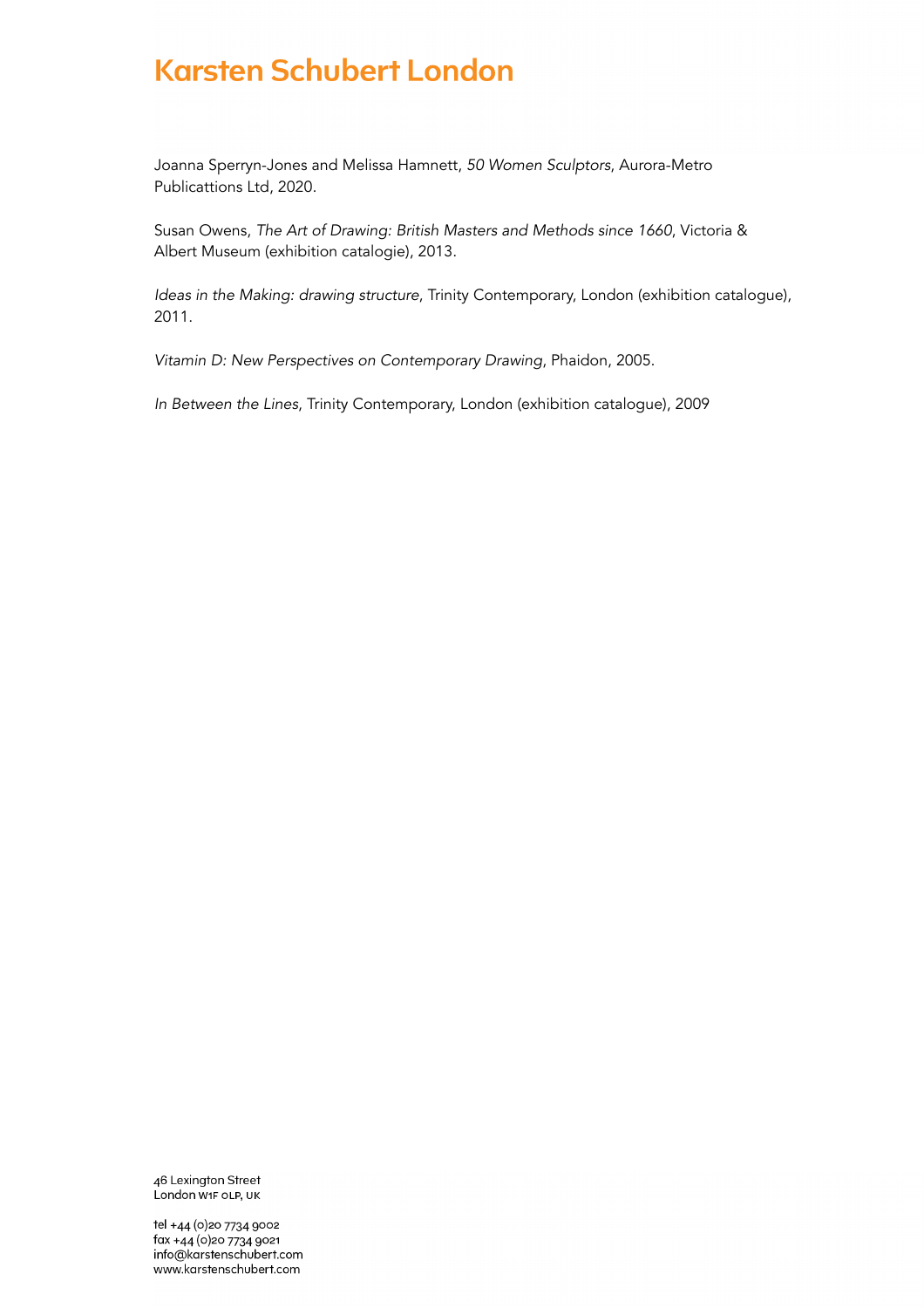Joanna Sperryn-Jones and Melissa Hamnett, *50 Women Sculptors*, Aurora-Metro Publicattions Ltd, 2020.

Susan Owens, *The Art of Drawing: British Masters and Methods since 1660*, Victoria & Albert Museum (exhibition catalogie), 2013.

*Ideas in the Making: drawing structure*, Trinity Contemporary, London (exhibition catalogue), 2011.

*Vitamin D: New Perspectives on Contemporary Drawing*, Phaidon, 2005.

*In Between the Lines*, Trinity Contemporary, London (exhibition catalogue), 2009